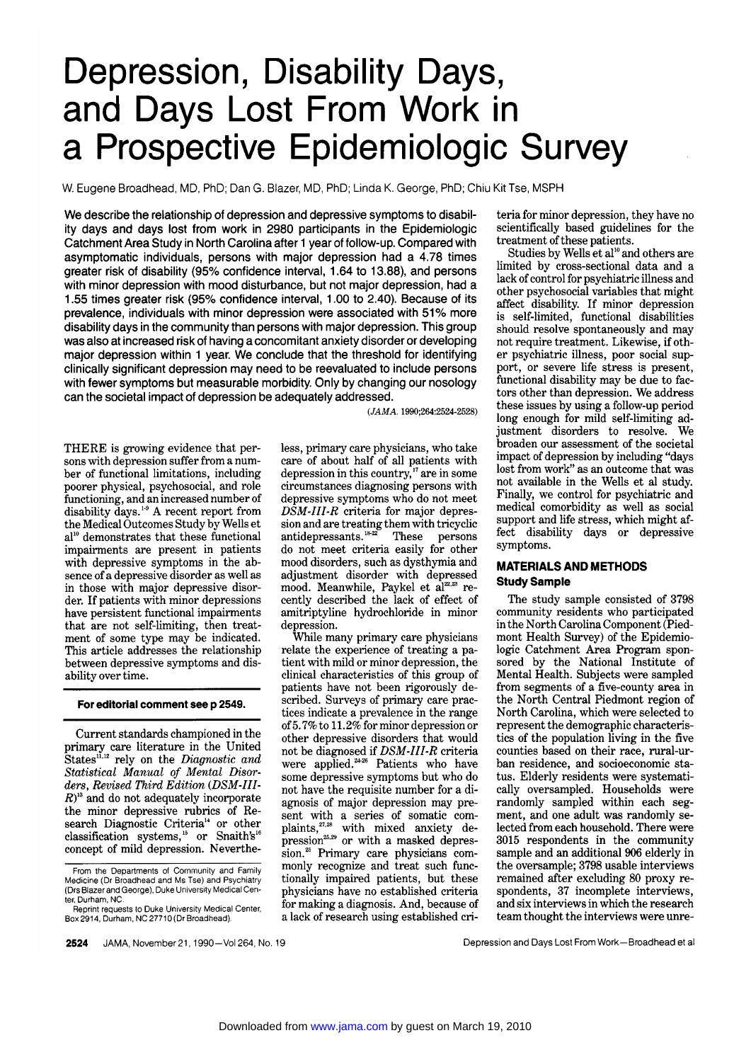# Depression, Disability Days, and Days Lost From Work in a Prospective Epidemiologic Survey

W. Eugene Broadhead, MD, PhD; Dan G. Blazer, MD, PhD; Linda K. George, PhD; Chiu Kit Tse, MSPH

**We describe the relationship of depression and depressive symptoms to disability days and days lost from work in 2980 participants in the Epidemiologic Catchment Area Study in North Carolina after 1 year of follow-up. Compared with asymptomatic individuals, persons with major depression had a 4.78 times greater risk of disability (95% confidence interval, 1.64 to 13.88), and persons with minor depression with mood disturbance, but not major depression, had a 1.55 times greater risk (95% confidence interval, 1.00 to 2.40). Because of its prevalence, individuals with minor depression were associated with 51% more disability days in the community than persons with major depression. This group was also at increased risk of having a concomitant anxiety disorder or developing major depression within 1 year. We conclude that the threshold for identifying clinically significant depression may need to be reevaluated to include persons with fewer symptoms but measurable morbidity. Only by changing our nosology can the societal impact of depression be adequately addressed.**

(*JAMA*. 1990;264:2524-2528)

THERE is growing evidence that persons with depression suffer from a number of functional limitations, including poorer physical, psychosocial, and role functioning, and an increased number of disability days.[1-9] A recent report from the Medical Outcomes Study by Wells et al[10] demonstrates that these functional impairments are present in patients with depressive symptoms in the absence of a depressive disorder as well as in those with major depressive disorder. If patients with minor depressions have persistent functional impairments that are not self-limiting, then treatment of some type may be indicated. This article addresses the relationship between depressive symptoms and disability over time.

**For editorial comment see p 2549.**

Current standards championed in the primary care literature in the United States[11,12] rely on the *Diagnostic and Statistical Manual of Mental Disorders, Revised Third Edition* (*DSM-III-R*)[13] and do not adequately incorporate the minor depressive rubrics of Research Diagnostic Criteria[14] or other classification systems,[15] or Snaith's[16] concept of mild depression. Nevertheless, primary care physicians, who take care of about half of all patients with depression in this country,[17] are in some circumstances diagnosing persons with depressive symptoms who do not meet *DSM-III-R* criteria for major depression and are treating them with tricyclic antidepressants.[18-22] These persons do not meet criteria easily for other mood disorders, such as dysthymia and adjustment disorder with depressed mood. Meanwhile, Paykel et al[22,23] recently described the lack of effect of amitriptyline hydrochloride in minor depression.

While many primary care physicians relate the experience of treating a patient with mild or minor depression, the clinical characteristics of this group of patients have not been rigorously described. Surveys of primary care practices indicate a prevalence in the range of 5.7% to 11.2% for minor depression or other depressive disorders that would not be diagnosed if *DSM-III-R* criteria were applied.[24-26] Patients who have some depressive symptoms but who do not have the requisite number for a diagnosis of major depression may present with a series of somatic complaints,[27,28] with mixed anxiety depression[25,29] or with a masked depression.[25] Primary care physicians commonly recognize and treat such functionally impaired patients, but these physicians have no established criteria for making a diagnosis. And, because of a lack of research using established criteria for minor depression, they have no scientifically based guidelines for the treatment of these patients.

Studies by Wells et al[10] and others are limited by cross-sectional data and a lack of control for psychiatric illness and other psychosocial variables that might affect disability. If minor depression is self-limited, functional disabilities should resolve spontaneously and may not require treatment. Likewise, if other psychiatric illness, poor social support, or severe life stress is present, functional disability may be due to factors other than depression. We address these issues by using a follow-up period long enough for mild self-limiting adjustment disorders to resolve. We broaden our assessment of the societal impact of depression by including "days lost from work" as an outcome that was not available in the Wells et al study. Finally, we control for psychiatric and medical comorbidity as well as social support and life stress, which might affect disability days or depressive symptoms.

## MATERIALS AND METHODS

### Study Sample

The study sample consisted of 3798 community residents who participated in the North Carolina Component (Piedmont Health Survey) of the Epidemiologic Catchment Area Program sponsored by the National Institute of Mental Health. Subjects were sampled from segments of a five-county area in the North Central Piedmont region of North Carolina, which were selected to represent the demographic characteristics of the population living in the five counties based on their race, rural-urban residence, and socioeconomic status. Elderly residents were systematically oversampled. Households were randomly sampled within each segment, and one adult was randomly selected from each household. There were 3015 respondents in the community sample and an additional 906 elderly in the oversample; 3798 usable interviews remained after excluding 80 proxy respondents, 37 incomplete interviews, and six interviews in which the research team thought the interviews were unre-

From the Departments of Community and Family Medicine (Dr Broadhead and Ms Tse) and Psychiatry (Drs Blazer and George), Duke University Medical Center, Durham, NC.

Reprint requests to Duke University Medical Center, Box 2914, Durham, NC 27710 (Dr Broadhead).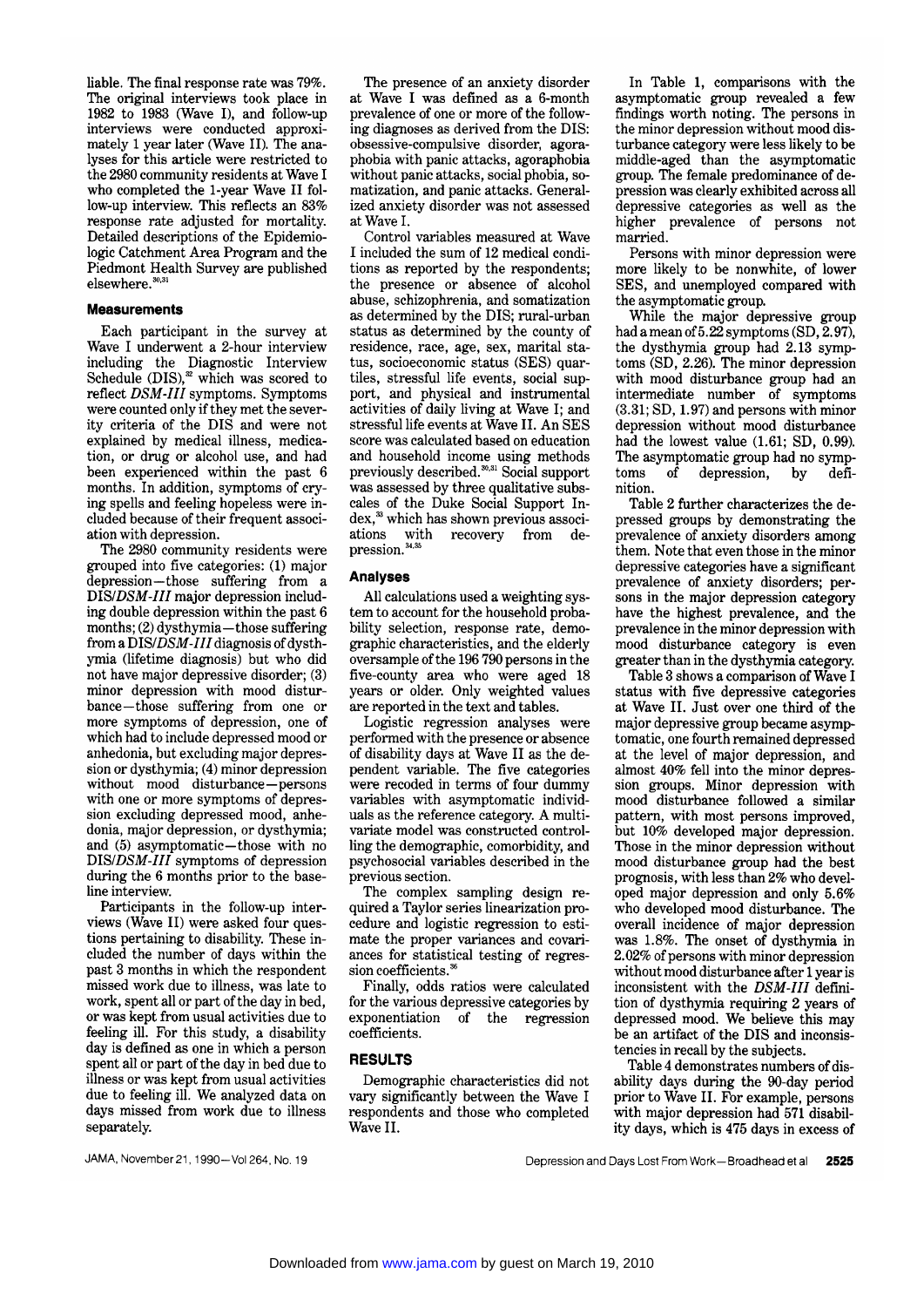liable. The final response rate was 79%. The original interviews took place in 1982 to 1983 (Wave I), and follow-up interviews were conducted approximately 1 year later (Wave II). The analyses for this article were restricted to the 2980 community residents at Wave I who completed the 1-year Wave II follow-up interview. This reflects an 83% response rate adjusted for mortality. Detailed descriptions of the Epidemiologic Catchment Area Program and the Piedmont Health Survey are published elsewhere.[30,31]

### Measurements

Each participant in the survey at Wave I underwent a 2-hour interview including the Diagnostic Interview Schedule (DIS),[32] which was scored to reflect *DSM-III* symptoms. Symptoms were counted only if they met the severity criteria of the DIS and were not explained by medical illness, medication, or drug or alcohol use, and had been experienced within the past 6 months. In addition, symptoms of crying spells and feeling hopeless were included because of their frequent association with depression.

The 2980 community residents were grouped into five categories: (1) major depression—those suffering from a DIS/*DSM-III* major depression including double depression within the past 6 months; (2) dysthymia—those suffering from a DIS/*DSM-III* diagnosis of dysthymia (lifetime diagnosis) but who did not have major depressive disorder; (3) minor depression with mood disturbance—those suffering from one or more symptoms of depression, one of which had to include depressed mood or anhedonia, but excluding major depression or dysthymia; (4) minor depression without mood disturbance—persons with one or more symptoms of depression excluding depressed mood, anhedonia, major depression, or dysthymia; and (5) asymptomatic—those with no DIS/*DSM-III* symptoms of depression during the 6 months prior to the baseline interview.

Participants in the follow-up interviews (Wave II) were asked four questions pertaining to disability. These included the number of days within the past 3 months in which the respondent missed work due to illness, was late to work, spent all or part of the day in bed, or was kept from usual activities due to feeling ill. For this study, a disability day is defined as one in which a person spent all or part of the day in bed due to illness or was kept from usual activities due to feeling ill. We analyzed data on days missed from work due to illness separately.

The presence of an anxiety disorder at Wave I was defined as a 6-month prevalence of one or more of the following diagnoses as derived from the DIS: obsessive-compulsive disorder, agoraphobia with panic attacks, agoraphobia without panic attacks, social phobia, somatization, and panic attacks. Generalized anxiety disorder was not assessed at Wave I.

Control variables measured at Wave I included the sum of 12 medical conditions as reported by the respondents; the presence or absence of alcohol abuse, schizophrenia, and somatization as determined by the DIS; rural-urban status as determined by the county of residence, race, age, sex, marital status, socioeconomic status (SES) quartiles, stressful life events, social support, and physical and instrumental activities of daily living at Wave I; and stressful life events at Wave II. An SES score was calculated based on education and household income using methods previously described.[30,31] Social support was assessed by three qualitative subscales of the Duke Social Support Index,[33] which has shown previous associations with recovery from depression.[34,35]

### Analyses

All calculations used a weighting system to account for the household probability selection, response rate, demographic characteristics, and the elderly oversample of the 196 790 persons in the five-county area who were aged 18 years or older. Only weighted values are reported in the text and tables.

Logistic regression analyses were performed with the presence or absence of disability days at Wave II as the dependent variable. The five categories were recoded in terms of four dummy variables with asymptomatic individuals as the reference category. A multivariate model was constructed controlling the demographic, comorbidity, and psychosocial variables described in the previous section.

The complex sampling design required a Taylor series linearization procedure and logistic regression to estimate the proper variances and covariances for statistical testing of regression coefficients.[36]

Finally, odds ratios were calculated for the various depressive categories by exponentiation of the regression coefficients.

## RESULTS

Demographic characteristics did not vary significantly between the Wave I respondents and those who completed Wave II.

In Table 1, comparisons with the asymptomatic group revealed a few findings worth noting. The persons in the minor depression without mood disturbance category were less likely to be middle-aged than the asymptomatic group. The female predominance of depression was clearly exhibited across all depressive categories as well as the higher prevalence of persons not married.

Persons with minor depression were more likely to be nonwhite, of lower SES, and unemployed compared with the asymptomatic group.

While the major depressive group had a mean of 5.22 symptoms (SD, 2.97), the dysthymia group had 2.13 symptoms (SD, 2.26). The minor depression with mood disturbance group had an intermediate number of symptoms (3.31; SD, 1.97) and persons with minor depression without mood disturbance had the lowest value (1.61; SD, 0.99). The asymptomatic group had no symptoms of depression, by definition.

Table 2 further characterizes the depressed groups by demonstrating the prevalence of anxiety disorders among them. Note that even those in the minor depressive categories have a significant prevalence of anxiety disorders; persons in the major depression category have the highest prevalence, and the prevalence in the minor depression with mood disturbance category is even greater than in the dysthymia category.

Table 3 shows a comparison of Wave I status with five depressive categories at Wave II. Just over one third of the major depressive group became asymptomatic, one fourth remained depressed at the level of major depression, and almost 40% fell into the minor depression groups. Minor depression with mood disturbance followed a similar pattern, with most persons improved, but 10% developed major depression. Those in the minor depression without mood disturbance group had the best prognosis, with less than 2% who developed major depression and only 5.6% who developed mood disturbance. The overall incidence of major depression was 1.8%. The onset of dysthymia in 2.02% of persons with minor depression without mood disturbance after 1 year is inconsistent with the *DSM-III* definition of dysthymia requiring 2 years of depressed mood. We believe this may be an artifact of the DIS and inconsistencies in recall by the subjects.

Table 4 demonstrates numbers of disability days during the 90-day period prior to Wave II. For example, persons with major depression had 571 disability days, which is 475 days in excess of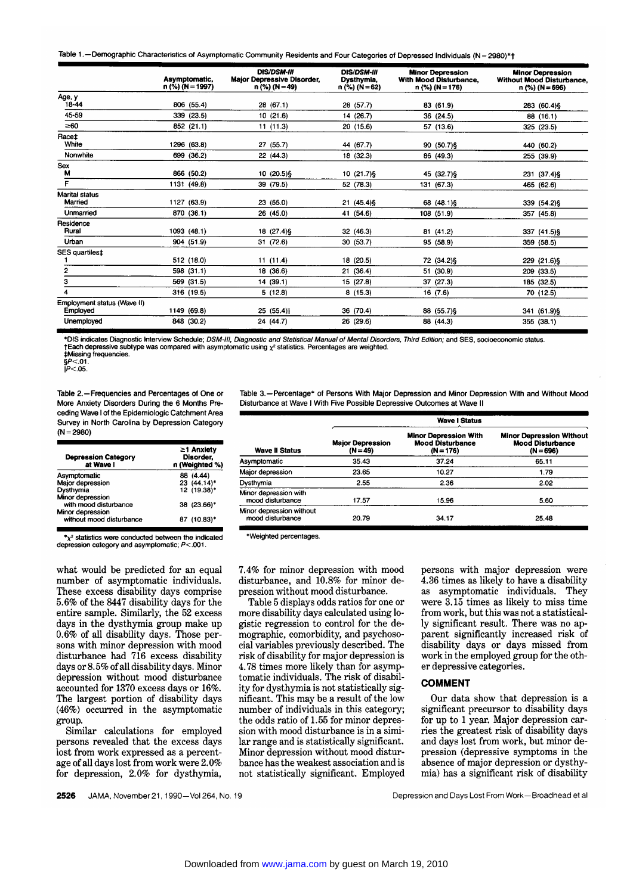Table 1.—Demographic Characteristics of Asymptomatic Community Residents and Four Categories of Depressed Individuals (N = 2980)*†

| | Asymptomatic, n (%) (N = 1997) | DIS/*DSM-III* Major Depressive Disorder, n (%) (N = 49) | DIS/*DSM-III* Dysthymia, n (%) (N = 62) | Minor Depression With Mood Disturbance, n (%) (N = 176) | Minor Depression Without Mood Disturbance, n (%) (N = 696) |
|---|---|---|---|---|---|
| **Age, y** | | | | | |
| 18-44 | 806 (55.4) | 28 (67.1) | 28 (57.7) | 83 (61.9) | 283 (60.4)§ |
| 45-59 | 339 (23.5) | 10 (21.6) | 14 (26.7) | 36 (24.5) | 88 (16.1) |
| ≥60 | 852 (21.1) | 11 (11.3) | 20 (15.6) | 57 (13.6) | 325 (23.5) |
| **Race‡** | | | | | |
| White | 1296 (63.8) | 27 (55.7) | 44 (67.7) | 90 (50.7)§ | 440 (60.2) |
| Nonwhite | 699 (36.2) | 22 (44.3) | 18 (32.3) | 86 (49.3) | 255 (39.9) |
| **Sex** | | | | | |
| M | 866 (50.2) | 10 (20.5)§ | 10 (21.7)§ | 45 (32.7)§ | 231 (37.4)§ |
| F | 1131 (49.8) | 39 (79.5) | 52 (78.3) | 131 (67.3) | 465 (62.6) |
| **Marital status** | | | | | |
| Married | 1127 (63.9) | 23 (55.0) | 21 (45.4)§ | 68 (48.1)§ | 339 (54.2)§ |
| Unmarried | 870 (36.1) | 26 (45.0) | 41 (54.6) | 108 (51.9) | 357 (45.8) |
| **Residence** | | | | | |
| Rural | 1093 (48.1) | 18 (27.4)§ | 32 (46.3) | 81 (41.2) | 337 (41.5)§ |
| Urban | 904 (51.9) | 31 (72.6) | 30 (53.7) | 95 (58.9) | 359 (58.5) |
| **SES quartiles‡** | | | | | |
| 1 | 512 (18.0) | 11 (11.4) | 18 (20.5) | 72 (34.2)§ | 229 (21.6)§ |
| 2 | 598 (31.1) | 18 (36.6) | 21 (36.4) | 51 (30.9) | 209 (33.5) |
| 3 | 569 (31.5) | 14 (39.1) | 15 (27.8) | 37 (27.3) | 185 (32.5) |
| 4 | 316 (19.5) | 5 (12.8) | 8 (15.3) | 16 (7.6) | 70 (12.5) |
| **Employment status (Wave II)** | | | | | |
| Employed | 1149 (69.8) | 25 (55.4)‖ | 36 (70.4) | 88 (55.7)§ | 341 (61.9)§ |
| Unemployed | 848 (30.2) | 24 (44.7) | 26 (29.6) | 88 (44.3) | 355 (38.1) |

*DIS indicates Diagnostic Interview Schedule; *DSM-III, Diagnostic and Statistical Manual of Mental Disorders, Third Edition;* and SES, socioeconomic status.
†Each depressive subtype was compared with asymptomatic using $\chi^2$ statistics. Percentages are weighted.
‡Missing frequencies.
§$P<.01$.
‖$P<.05$.

Table 2.—Frequencies and Percentages of One or More Anxiety Disorders During the 6 Months Preceding Wave I of the Epidemiologic Catchment Area Survey in North Carolina by Depression Category (N = 2980)

| Depression Category at Wave I | ≥1 Anxiety Disorder, n (Weighted %) |
|---|---|
| Asymptomatic | 88 (4.44) |
| Major depression | 23 (44.14)* |
| Dysthymia | 12 (19.38)* |
| Minor depression with mood disturbance | 38 (23.66)* |
| Minor depression without mood disturbance | 87 (10.83)* |

*$\chi^2$ statistics were conducted between the indicated depression category and asymptomatic; $P<.001$.

Table 3.—Percentage* of Persons With Major Depression and Minor Depression With and Without Mood Disturbance at Wave I With Five Possible Depressive Outcomes at Wave II

| | Wave I Status | | |
|---|---|---|---|
| Wave II Status | Major Depression (N = 49) | Minor Depression With Mood Disturbance (N = 176) | Minor Depression Without Mood Disturbance (N = 696) |
| Asymptomatic | 35.43 | 37.24 | 65.11 |
| Major depression | 23.65 | 10.27 | 1.79 |
| Dysthymia | 2.55 | 2.36 | 2.02 |
| Minor depression with mood disturbance | 17.57 | 15.96 | 5.60 |
| Minor depression without mood disturbance | 20.79 | 34.17 | 25.48 |

*Weighted percentages.

what would be predicted for an equal number of asymptomatic individuals. These excess disability days comprise 5.6% of the 8447 disability days for the entire sample. Similarly, the 52 excess days in the dysthymia group make up 0.6% of all disability days. Those persons with minor depression with mood disturbance had 716 excess disability days or 8.5% of all disability days. Minor depression without mood disturbance accounted for 1370 excess days or 16%. The largest portion of disability days (46%) occurred in the asymptomatic group.

Similar calculations for employed persons revealed that the excess days lost from work expressed as a percentage of all days lost from work were 2.0% for depression, 2.0% for dysthymia, 7.4% for minor depression with mood disturbance, and 10.8% for minor depression without mood disturbance.

Table 5 displays odds ratios for one or more disability days calculated using logistic regression to control for the demographic, comorbidity, and psychosocial variables previously described. The risk of disability for major depression is 4.78 times more likely than for asymptomatic individuals. The risk of disability for dysthymia is not statistically significant. This may be a result of the low number of individuals in this category; the odds ratio of 1.55 for minor depression with mood disturbance is in a similar range and is statistically significant. Minor depression without mood disturbance has the weakest association and is not statistically significant. Employed persons with major depression were 4.36 times as likely to have a disability as asymptomatic individuals. They were 3.15 times as likely to miss time from work, but this was not a statistically significant result. There was no apparent significantly increased risk of disability days or days missed from work in the employed group for the other depressive categories.

## COMMENT

Our data show that depression is a significant precursor to disability days for up to 1 year. Major depression carries the greatest risk of disability days and days lost from work, but minor depression (depressive symptoms in the absence of major depression or dysthymia) has a significant risk of disability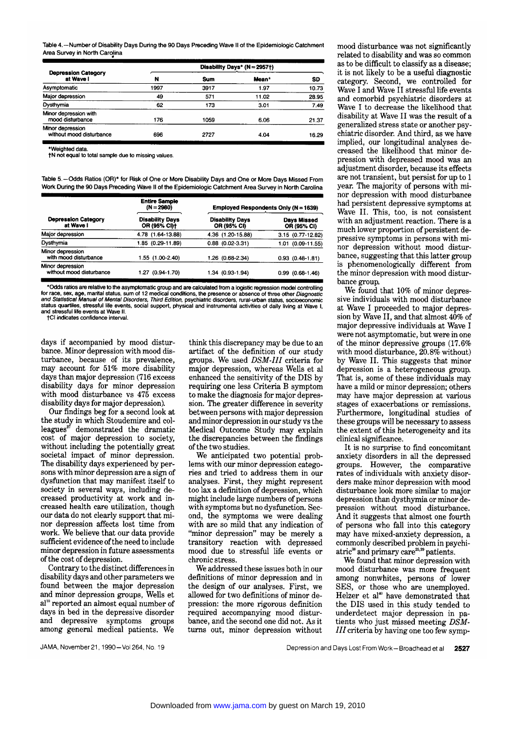Table 4.—Number of Disability Days During the 90 Days Preceding Wave II of the Epidemiologic Catchment Area Survey in North Carolina

| Depression Category at Wave I | Disability Days* (N = 2957†) | | | |
|---|---|---|---|---|
| | N | Sum | Mean* | SD |
| Asymptomatic | 1997 | 3917 | 1.97 | 10.73 |
| Major depression | 49 | 571 | 11.02 | 28.95 |
| Dysthymia | 62 | 173 | 3.01 | 7.49 |
| Minor depression with mood disturbance | 176 | 1059 | 6.06 | 21.37 |
| Minor depression without mood disturbance | 696 | 2727 | 4.04 | 16.29 |

*Weighted data.
†N not equal to total sample due to missing values.

Table 5.—Odds Ratios (OR)* for Risk of One or More Disability Days and One or More Days Missed From Work During the 90 Days Preceding Wave II of the Epidemiologic Catchment Area Survey in North Carolina

| Depression Category at Wave I | Entire Sample (N = 2980) | Employed Respondents Only (N = 1639) | |
|---|---|---|---|
| | Disability Days OR (95% CI)† | Disability Days OR (95% CI) | Days Missed OR (95% CI) |
| Major depression | 4.78 (1.64-13.88) | 4.36 (1.20-15.88) | 3.15 (0.77-12.82) |
| Dysthymia | 1.85 (0.29-11.89) | 0.88 (0.02-3.31) | 1.01 (0.09-11.55) |
| Minor depression with mood disturbance | 1.55 (1.00-2.40) | 1.26 (0.68-2.34) | 0.93 (0.48-1.81) |
| Minor depression without mood disturbance | 1.27 (0.94-1.70) | 1.34 (0.93-1.94) | 0.99 (0.68-1.46) |

*Odds ratios are relative to the asymptomatic group and are calculated from a logistic regression model controlling for race, sex, age, marital status, sum of 12 medical conditions, the presence or absence of three other *Diagnostic and Statistical Manual of Mental Disorders, Third Edition*, psychiatric disorders, rural-urban status, socioeconomic status quartiles, stressful life events, social support, physical and instrumental activities of daily living at Wave I, and stressful life events at Wave II.
†CI indicates confidence interval.

days if accompanied by mood disturbance. Minor depression with mood disturbance, because of its prevalence, may account for 51% more disability days than major depression (716 excess disability days for minor depression with mood disturbance vs 475 excess disability days for major depression).

Our findings beg for a second look at the study in which Stoudemire and colleagues[37] demonstrated the dramatic cost of major depression to society, without including the potentially great societal impact of minor depression. The disability days experienced by persons with minor depression are a sign of dysfunction that may manifest itself to society in several ways, including decreased productivity at work and increased health care utilization, though our data do not clearly support that minor depression affects lost time from work. We believe that our data provide sufficient evidence of the need to include minor depression in future assessments of the cost of depression.

Contrary to the distinct differences in disability days and other parameters we found between the major depression and minor depression groups, Wells et al[10] reported an almost equal number of days in bed in the depressive disorder and depressive symptoms groups among general medical patients. We think this discrepancy may be due to an artifact of the definition of our study groups. We used *DSM-III* criteria for major depression, whereas Wells et al enhanced the sensitivity of the DIS by requiring one less Criteria B symptom to make the diagnosis for major depression. The greater difference in severity between persons with major depression and minor depression in our study vs the Medical Outcome Study may explain the discrepancies between the findings of the two studies.

We anticipated two potential problems with our minor depression categories and tried to address them in our analyses. First, they might represent too lax a definition of depression, which might include large numbers of persons with symptoms but no dysfunction. Second, the symptoms we were dealing with are so mild that any indication of "minor depression" may be merely a transitory reaction with depressed mood due to stressful life events or chronic stress.

We addressed these issues both in our definitions of minor depression and in the design of our analyses. First, we allowed for two definitions of minor depression: the more rigorous definition required accompanying mood disturbance, and the second one did not. As it turns out, minor depression without mood disturbance was not significantly related to disability and was so common as to be difficult to classify as a disease; it is not likely to be a useful diagnostic category. Second, we controlled for Wave I and Wave II stressful life events and comorbid psychiatric disorders at Wave I to decrease the likelihood that disability at Wave II was the result of a generalized stress state or another psychiatric disorder. And third, as we have implied, our longitudinal analyses decreased the likelihood that minor depression with depressed mood was an adjustment disorder, because its effects are not transient, but persist for up to 1 year. The majority of persons with minor depression with mood disturbance had persistent depressive symptoms at Wave II. This, too, is not consistent with an adjustment reaction. There is a much lower proportion of persistent depressive symptoms in persons with minor depression without mood disturbance, suggesting that this latter group is phenomenologically different from the minor depression with mood disturbance group.

We found that 10% of minor depressive individuals with mood disturbance at Wave I proceeded to major depression by Wave II, and that almost 40% of major depressive individuals at Wave I were not asymptomatic, but were in one of the minor depressive groups (17.6% with mood disturbance, 20.8% without) by Wave II. This suggests that minor depression is a heterogeneous group. That is, some of these individuals may have a mild or minor depression; others may have major depression at various stages of exacerbations or remissions. Furthermore, longitudinal studies of these groups will be necessary to assess the extent of this heterogeneity and its clinical significance.

It is no surprise to find concomitant anxiety disorders in all the depressed groups. However, the comparative rates of individuals with anxiety disorders make minor depression with mood disturbance look more similar to major depression than dysthymia or minor depression without mood disturbance. And it suggests that almost one fourth of persons who fall into this category may have mixed-anxiety depression, a commonly described problem in psychiatric[38] and primary care[25,39] patients.

We found that minor depression with mood disturbance was more frequent among nonwhites, persons of lower SES, or those who are unemployed. Helzer et al[40] have demonstrated that the DIS used in this study tended to underdetect major depression in patients who just missed meeting *DSM-III* criteria by having one too few symp-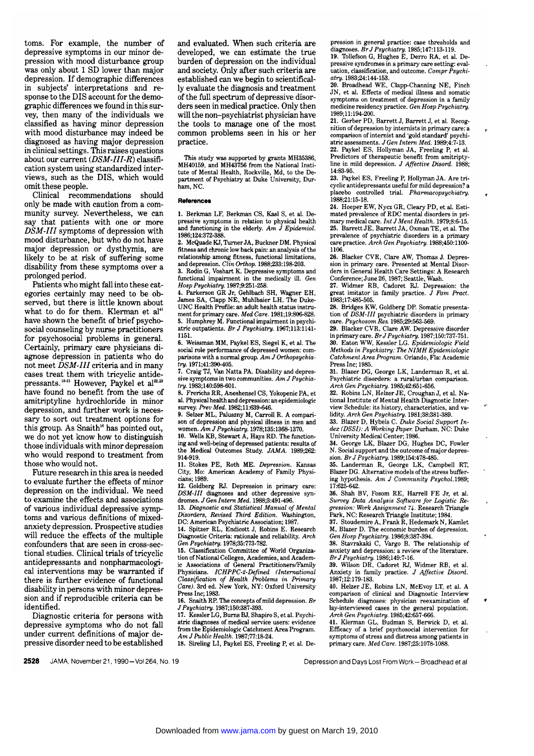toms. For example, the number of depressive symptoms in our minor depression with mood disturbance group was only about 1 SD lower than major depression. If demographic differences in subjects' interpretations and response to the DIS account for the demographic differences we found in this survey, then many of the individuals we classified as having minor depression with mood disturbance may indeed be diagnosed as having major depression in clinical settings. This raises questions about our current (*DSM-III-R*) classification system using standardized interviews, such as the DIS, which would omit these people.

Clinical recommendations should only be made with caution from a community survey. Nevertheless, we can say that patients with one or more *DSM-III* symptoms of depression with mood disturbance, but who do not have major depression or dysthymia, are likely to be at risk of suffering some disability from these symptoms over a prolonged period.

Patients who might fall into these categories certainly may need to be observed, but there is little known about what to do for them. Klerman et al[41] have shown the benefit of brief psychosocial counseling by nurse practitioners for psychosocial problems in general. Certainly, primary care physicians diagnose depression in patients who do not meet *DSM-III* criteria and in many cases treat them with tricyclic antidepressants.[18-21] However, Paykel et al[22,23] have found no benefit from the use of amitriptyline hydrochloride in minor depression, and further work is necessary to sort out treatment options for this group. As Snaith[16] has pointed out, we do not yet know how to distinguish those individuals with minor depression who would respond to treatment from those who would not.

Future research in this area is needed to evaluate further the effects of minor depression on the individual. We need to examine the effects and associations of various individual depressive symptoms and various definitions of mixed-anxiety depression. Prospective studies will reduce the effects of the multiple confounders that are seen in cross-sectional studies. Clinical trials of tricyclic antidepressants and nonpharmacological interventions may be warranted if there is further evidence of functional disability in persons with minor depression and if reproducible criteria can be identified.

Diagnostic criteria for persons with depressive symptoms who do not fall under current definitions of major depressive disorder need to be established and evaluated. When such criteria are developed, we can estimate the true burden of depression on the individual and society. Only after such criteria are established can we begin to scientifically evaluate the diagnosis and treatment of the full spectrum of depressive disorders seen in medical practice. Only then will the non–psychiatrist physician have the tools to manage one of the most common problems seen in his or her practice.

This study was supported by grants MH35386, MH40159, and MH43756 from the National Institute of Mental Health, Rockville, Md, to the Department of Psychiatry at Duke University, Durham, NC.

## References

1. Berkman LF, Berkman CS, Kasl S, et al. Depressive symptoms in relation to physical health and functioning in the elderly. *Am J Epidemiol.* 1986;124:372-388.
2. McQuade KJ, Turner JA, Buckner DM. Physical fitness and chronic low back pain: an analysis of the relationship among fitness, functional limitations, and depression. *Clin Orthop.* 1988;233:198-203.
3. Rodin G, Voshart K. Depressive symptoms and functional impairment in the medically ill. *Gen Hosp Psychiatry.* 1987;9:251-258.
4. Parkerson GR Jr, Gehlbach SH, Wagner EH, James SA, Clapp NE, Muhlbaier LH. The Duke-UNC Health Profile: an adult health status instrument for primary care. *Med Care.* 1981;19:806-828.
5. Humphrey M. Functional impairment in psychiatric outpatients. *Br J Psychiatry.* 1967;113:1141-1151.
6. Weissman MM, Paykel ES, Siegel K, et al. The social role performance of depressed women: comparisons with a normal group. *Am J Orthopsychiatry.* 1971;41:390-405.
7. Craig TJ, Van Natta PA. Disability and depressive symptoms in two communities. *Am J Psychiatry.* 1983;140:598-601.
8. Frerichs RR, Aneshensel CS, Yokopenic PA, et al. Physical health and depression: an epidemiologic survey. *Prev Med.* 1982;11:639-646.
9. Selzer ML, Paluszny M, Carroll R. A comparison of depression and physical illness in men and women. *Am J Psychiatry.* 1978;135:1368-1370.
10. Wells KB, Stewart A, Hays RD. The functioning and well-being of depressed patients: results of the Medical Outcomes Study. *JAMA.* 1989;262:914-919.
11. Stokes PE, Roth ME. *Depression.* Kansas City, Mo: American Academy of Family Physicians; 1989.
12. Goldberg RJ. Depression in primary care: *DSM-III* diagnoses and other depressive syndromes. *J Gen Intern Med.* 1988;3:491-496.
13. *Diagnostic and Statistical Manual of Mental Disorders, Revised Third Edition.* Washington, DC: American Psychiatric Association; 1987.
14. Spitzer RL, Endicott J, Robins E. Research Diagnostic Criteria: rationale and reliability. *Arch Gen Psychiatry.* 1978;35:773-782.
15. Classification Committee of World Organization of National Colleges, Academies, and Academic Associations of General Practitioners/Family Physicians. *ICHPPC-2-Defined (International Classification of Health Problems in Primary Care).* 3rd ed. New York, NY: Oxford University Press Inc; 1983.
16. Snaith RP. The concepts of mild depression. *Br J Psychiatry.* 1987;150:387-393.
17. Kessler LG, Burns BJ, Shapiro S, et al. Psychiatric diagnoses of medical service users: evidence from the Epidemiologic Catchment Area Program. *Am J Public Health.* 1987;77:18-24.
18. Sireling LI, Paykel ES, Freeling P, et al. Depression in general practice: case thresholds and diagnoses. *Br J Psychiatry.* 1985;147:113-119.
19. Tollefson G, Hughes E, Derro RA, et al. Depressive syndromes in a primary care setting: evaluation, classification, and outcome. *Compr Psychiatry.* 1983;24:144-153.
20. Broadhead WE, Clapp-Channing NE, Finch JN, et al. Effects of medical illness and somatic symptoms on treatment of depression in a family medicine residency practice. *Gen Hosp Psychiatry.* 1989;11:194-200.
21. Gerber PD, Barrett J, Barrett J, et al. Recognition of depression by internists in primary care: a comparison of internist and 'gold standard' psychiatric assessments. *J Gen Intern Med.* 1989;4:7-13.
22. Paykel ES, Hollyman JA, Freeling P, et al. Predictors of therapeutic benefit from amitriptyline in mild depression. *J Affective Disord.* 1988;14:83-95.
23. Paykel ES, Freeling P, Hollyman JA. Are tricyclic antidepressants useful for mild depression? a placebo controlled trial. *Pharmacopsychiatry.* 1988;21:15-18.
24. Hoeper EW, Nycz GR, Cleary PD, et al. Estimated prevalence of RDC mental disorders in primary medical care. *Int J Ment Health.* 1979;8:6-15.
25. Barrett JE, Barrett JA, Oxman TE, et al. The prevalence of psychiatric disorders in a primary care practice. *Arch Gen Psychiatry.* 1988;450:1100-1106.
26. Blacker CVR, Clare AW, Thomas J. Depression in primary care. Presented at Mental Disorders in General Health Care Settings: A Research Conference; June 26, 1987; Seattle, Wash.
27. Widmer RB, Cadoret RJ. Depression: the great imitator in family practice. *J Fam Pract.* 1983;17:485-505.
28. Bridges KW, Goldberg DP. Somatic presentation of *DSM-III* psychiatric disorders in primary care. *Psychosom Res.* 1985;29:563-569.
29. Blacker CVR, Clare AW. Depressive disorder in primary care. *Br J Psychiatry.* 1987;150:737-751.
30. Eaton WW, Kessler LG. *Epidemiologic Field Methods in Psychiatry: The NIMH Epidemiologic Catchment Area Program.* Orlando, Fla: Academic Press Inc; 1985.
31. Blazer DG, George LK, Landerman R, et al. Psychiatric disorders: a rural/urban comparison. *Arch Gen Psychiatry.* 1985;42:651-656.
32. Robins LN, Helzer JE, Croughan J, et al. National Institute of Mental Health Diagnostic Interview Schedule: its history, characteristics, and validity. *Arch Gen Psychiatry.* 1981;38:381-389.
33. Blazer D, Hybels C. *Duke Social Support Index (DSSI): A Working Paper.* Durham, NC: Duke University Medical Center; 1986.
34. George LK, Blazer DG, Hughes DC, Fowler N. Social support and the outcome of major depression. *Br J Psychiatry.* 1989;154:478-485.
35. Landerman R, George LK, Campbell RT, Blazer DG. Alternative models of the stress buffering hypothesis. *Am J Community Psychol.* 1989;17:625-642.
36. Shah BV, Fosom RE, Harrell FE Jr, et al. *Survey Data Analysis Software for Logistic Regression: Work Assignment 74.* Research Triangle Park, NC: Research Triangle Institute; 1984.
37. Stoudemire A, Frank R, Hedemark N, Kamlet M, Blazer D. The economic burden of depression. *Gen Hosp Psychiatry.* 1986;8:387-394.
38. Stavrakaki C, Vargo B. The relationship of anxiety and depression: a review of the literature. *Br J Psychiatry.* 1986;149:7-16.
39. Wilson DR, Cadoret RJ, Widmer RB, et al. Anxiety in family practice. *J Affective Disord.* 1987;12:179-183.
40. Helzer JE, Robins LN, McEvoy LT, et al. A comparison of clinical and Diagnostic Interview Schedule diagnoses: physician reexamination of lay-interviewed cases in the general population. *Arch Gen Psychiatry.* 1985;42:657-666.
41. Klerman GL, Budman S, Berwick D, et al. Efficacy of a brief psychosocial intervention for symptoms of stress and distress among patients in primary care. *Med Care.* 1987;25:1078-1088.